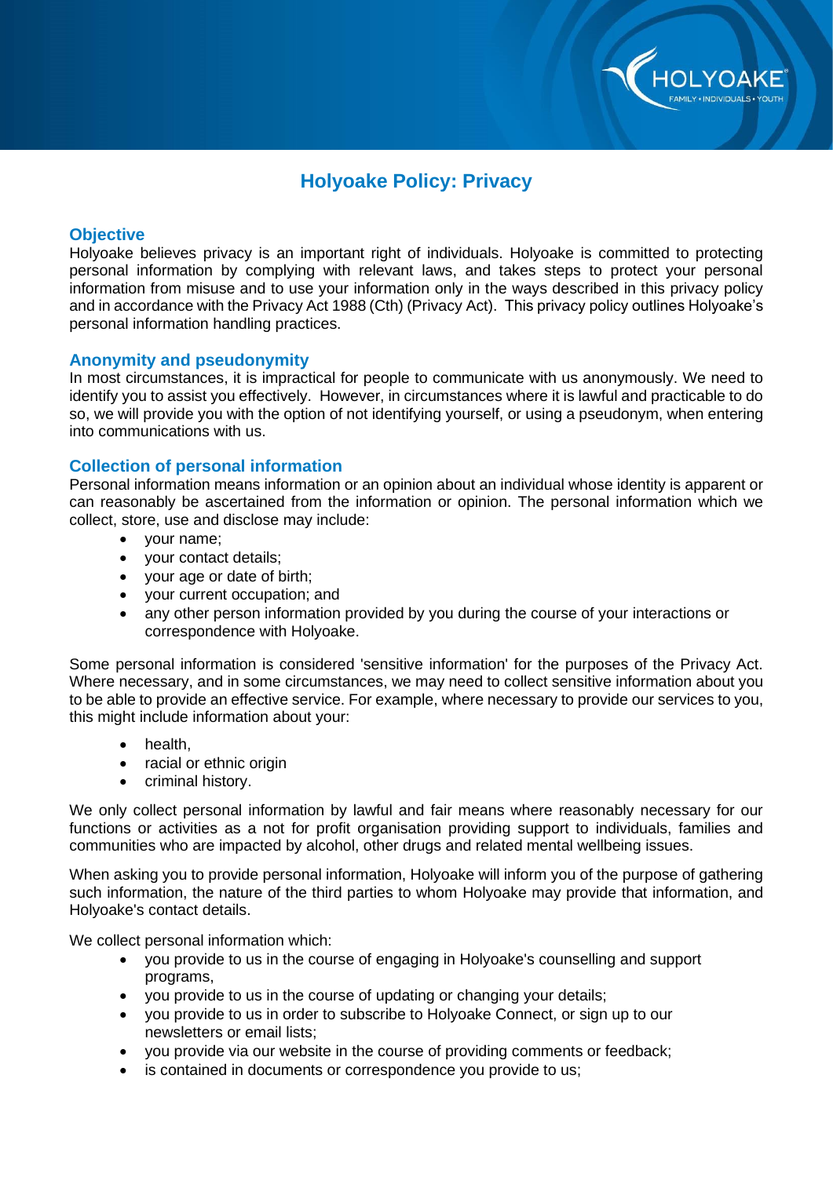# Holyoake Policy: Privacy

## Objective

Holyoake believes privacy is an important right of individuals. Holyoake is committed to protecting personal information by complying with relevant laws, and takes steps to protect your personal information from misuse and to use your information only in the ways described in this privacy policy and in accordance with the Privacy Act 1988 (Cth) (Privacy Act). This privacy policy outlines Holyoake's personal information handling practices.

## Anonymity and pseudonymity

In most circumstances, it is impractical for people to communicate with us anonymously. We need to identify you to assist you effectively. However, in circumstances where it is lawful and practicable to do so, we will provide you with the option of not identifying yourself, or using a pseudonym, when entering into communications with us.

## Collection of personal information

Personal information means information or an opinion about an individual whose identity is apparent or can reasonably be ascertained from the information or opinion. The personal information which we collect, store, use and disclose may include:

- your name;
- your contact details;
- your age or date of birth;
- your current occupation; and
- any other person information provided by you during the course of your interactions or correspondence with Holyoake.

Some personal information is considered 'sensitive information' for the purposes of the Privacy Act. Where necessary, and in some circumstances, we may need to collect sensitive information about you to be able to provide an effective service. For example, where necessary to provide our services to you, this might include information about your:

- health,
- racial or ethnic origin
- criminal history.

We only collect personal information by lawful and fair means where reasonably necessary for our functions or activities as a not for profit organisation providing support to individuals, families and communities who are impacted by alcohol, other drugs and related mental wellbeing issues.

When asking you to provide personal information, Holyoake will inform you of the purpose of gathering such information, the nature of the third parties to whom Holyoake may provide that information, and Holyoake's contact details.

We collect personal information which:

- you provide to us in the course of engaging in Holyoake's counselling and support programs,
- you provide to us in the course of updating or changing your details;
- you provide to us in order to subscribe to Holyoake Connect, or sign up to our newsletters or email lists;
- you provide via our website in the course of providing comments or feedback;
- is contained in documents or correspondence you provide to us;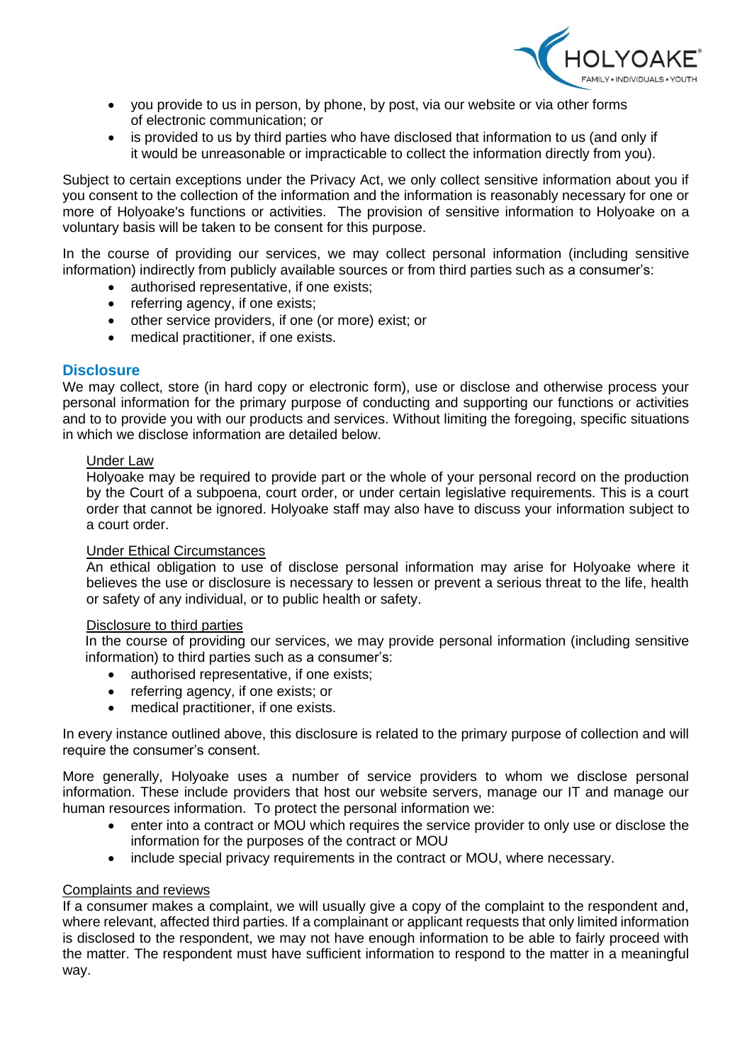- you provide to us in person, by phone, by post, via our website or via other forms of electronic communication; or
- is provided to us by third parties who have disclosed that information to us (and only if it would be unreasonable or impracticable to collect the information directly from you).

Subject to certain exceptions under the Privacy Act, we only collect sensitive information about you if you consent to the collection of the information and the information is reasonably necessary for one or more of Holyoake's functions or activities. The provision of sensitive information to Holyoake on a voluntary basis will be taken to be consent for this purpose.

In the course of providing our services, we may collect personal information (including sensitive information) indirectly from publicly available sources or from third parties such as a consumer's:

- authorised representative, if one exists;
- referring agency, if one exists;
- other service providers, if one (or more) exist; or
- medical practitioner, if one exists.

## Disclosure

We may collect, store (in hard copy or electronic form), use or disclose and otherwise process your personal information for the primary purpose of conducting and supporting our functions or activities and to to provide you with our products and services. Without limiting the foregoing, specific situations in which we disclose information are detailed below.

<u>Under Law</u>

Holyoake may be required to provide part or the whole of your personal record on the production by the Court of a subpoena, court order, or under certain legislative requirements. This is a court order that cannot be ignored. Holyoake staff may also have to discuss your information subject to a court order.

<u>Under Ethical Circumstances</u>

An ethical obligation to use of disclose personal information may arise for Holyoake where it believes the use or disclosure is necessary to lessen or prevent a serious threat to the life, health or safety of any individual, or to public health or safety.

<u>Disclosure to third parties</u>

In the course of providing our services, we may provide personal information (including sensitive information) to third parties such as a consumer's:

- authorised representative, if one exists;
- referring agency, if one exists; or
- medical practitioner, if one exists.

In every instance outlined above, this disclosure is related to the primary purpose of collection and will require the consumer's consent.

More generally, Holyoake uses a number of service providers to whom we disclose personal information. These include providers that host our website servers, manage our IT and manage our human resources information. To protect the personal information we:

- enter into a contract or MOU which requires the service provider to only use or disclose the information for the purposes of the contract or MOU
- include special privacy requirements in the contract or MOU, where necessary.

<u>Complaints and reviews</u>

If a consumer makes a complaint, we will usually give a copy of the complaint to the respondent and, where relevant, affected third parties. If a complainant or applicant requests that only limited information is disclosed to the respondent, we may not have enough information to be able to fairly proceed with the matter. The respondent must have sufficient information to respond to the matter in a meaningful way.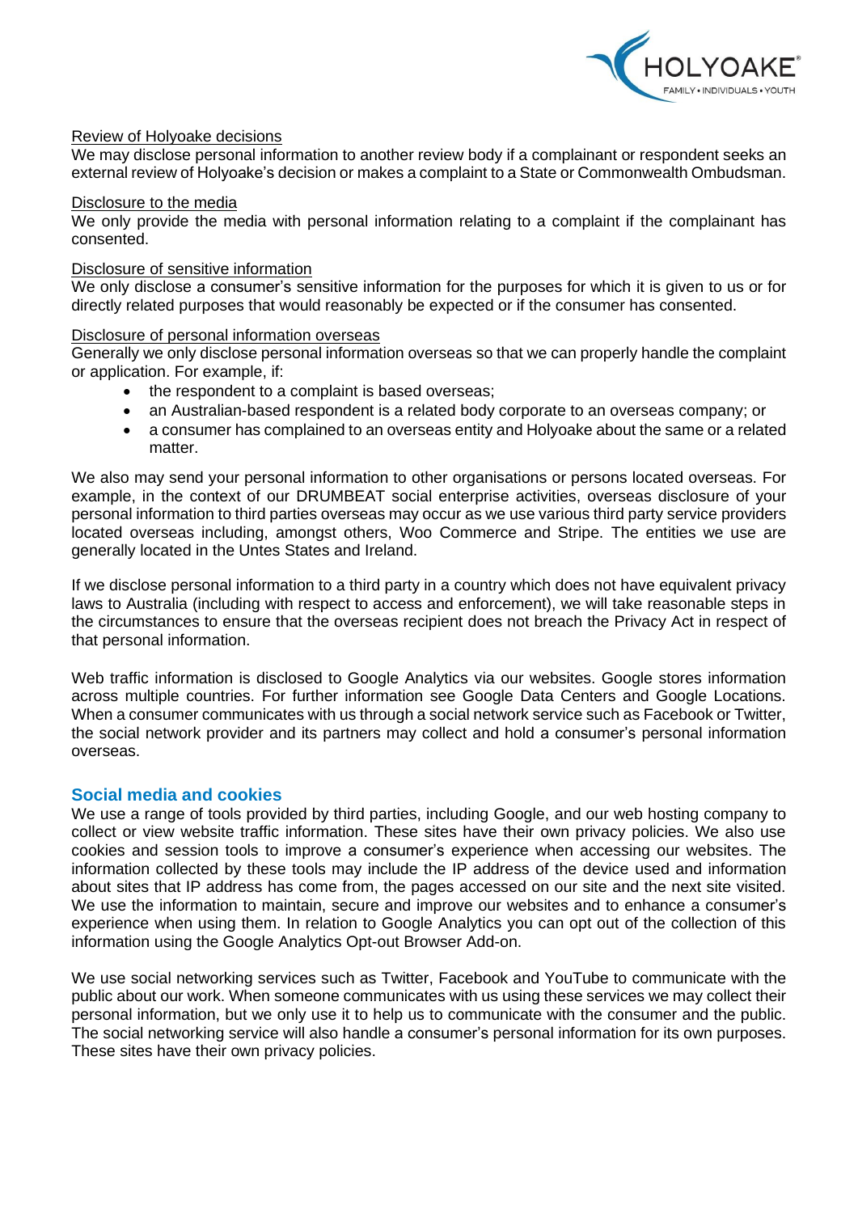Review of Holyoake decisions

We may disclose personal information to another review body if a complainant or respondent seeks an external review of Holyoake's decision or makes a complaint to a State or Commonwealth Ombudsman.

Disclosure to the media

We only provide the media with personal information relating to a complaint if the complainant has consented.

Disclosure of sensitive information

We only disclose a consumer's sensitive information for the purposes for which it is given to us or for directly related purposes that would reasonably be expected or if the consumer has consented.

Disclosure of personal information overseas

Generally we only disclose personal information overseas so that we can properly handle the complaint or application. For example, if:

- the respondent to a complaint is based overseas;
- an Australian-based respondent is a related body corporate to an overseas company; or
- a consumer has complained to an overseas entity and Holyoake about the same or a related matter.

We also may send your personal information to other organisations or persons located overseas. For example, in the context of our DRUMBEAT social enterprise activities, overseas disclosure of your personal information to third parties overseas may occur as we use various third party service providers located overseas including, amongst others, Woo Commerce and Stripe. The entities we use are generally located in the Untes States and Ireland.

If we disclose personal information to a third party in a country which does not have equivalent privacy laws to Australia (including with respect to access and enforcement), we will take reasonable steps in the circumstances to ensure that the overseas recipient does not breach the Privacy Act in respect of that personal information.

Web traffic information is disclosed to Google Analytics via our websites. Google stores information across multiple countries. For further information see Google Data Centers and Google Locations. When a consumer communicates with us through a social network service such as Facebook or Twitter, the social network provider and its partners may collect and hold a consumer's personal information overseas.

## Social media and cookies

We use a range of tools provided by third parties, including Google, and our web hosting company to collect or view website traffic information. These sites have their own privacy policies. We also use cookies and session tools to improve a consumer's experience when accessing our websites. The information collected by these tools may include the IP address of the device used and information about sites that IP address has come from, the pages accessed on our site and the next site visited. We use the information to maintain, secure and improve our websites and to enhance a consumer's experience when using them. In relation to Google Analytics you can opt out of the collection of this information using the Google Analytics Opt-out Browser Add-on.

We use social networking services such as Twitter, Facebook and YouTube to communicate with the public about our work. When someone communicates with us using these services we may collect their personal information, but we only use it to help us to communicate with the consumer and the public. The social networking service will also handle a consumer's personal information for its own purposes. These sites have their own privacy policies.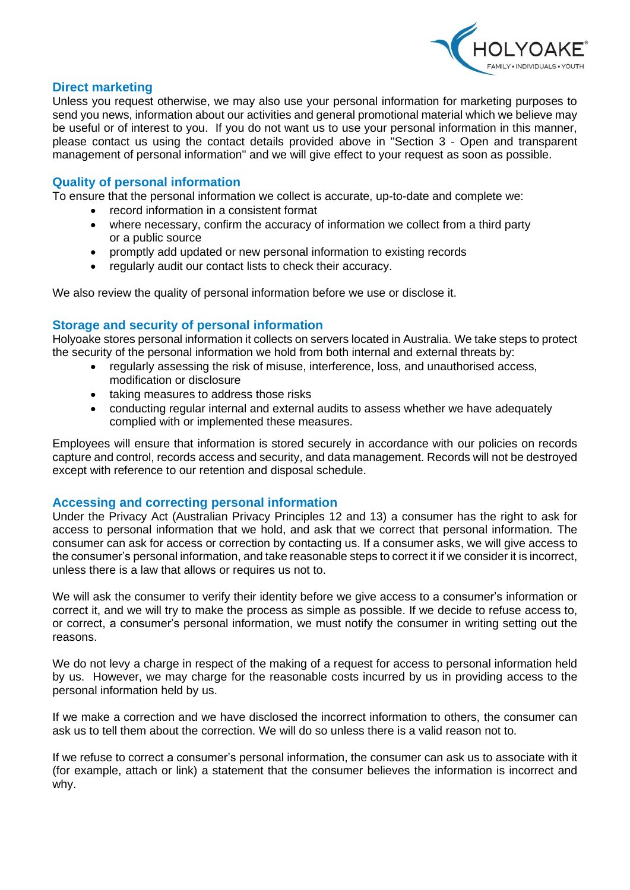## Direct marketing

Unless you request otherwise, we may also use your personal information for marketing purposes to send you news, information about our activities and general promotional material which we believe may be useful or of interest to you. If you do not want us to use your personal information in this manner, please contact us using the contact details provided above in "Section 3 - Open and transparent management of personal information" and we will give effect to your request as soon as possible.

## Quality of personal information

To ensure that the personal information we collect is accurate, up-to-date and complete we:

- record information in a consistent format
- where necessary, confirm the accuracy of information we collect from a third party or a public source
- promptly add updated or new personal information to existing records
- regularly audit our contact lists to check their accuracy.

We also review the quality of personal information before we use or disclose it.

## Storage and security of personal information

Holyoake stores personal information it collects on servers located in Australia. We take steps to protect the security of the personal information we hold from both internal and external threats by:

- regularly assessing the risk of misuse, interference, loss, and unauthorised access, modification or disclosure
- taking measures to address those risks
- conducting regular internal and external audits to assess whether we have adequately complied with or implemented these measures.

Employees will ensure that information is stored securely in accordance with our policies on records capture and control, records access and security, and data management. Records will not be destroyed except with reference to our retention and disposal schedule.

## Accessing and correcting personal information

Under the Privacy Act (Australian Privacy Principles 12 and 13) a consumer has the right to ask for access to personal information that we hold, and ask that we correct that personal information. The consumer can ask for access or correction by contacting us. If a consumer asks, we will give access to the consumer's personal information, and take reasonable steps to correct it if we consider it is incorrect, unless there is a law that allows or requires us not to.

We will ask the consumer to verify their identity before we give access to a consumer's information or correct it, and we will try to make the process as simple as possible. If we decide to refuse access to, or correct, a consumer's personal information, we must notify the consumer in writing setting out the reasons.

We do not levy a charge in respect of the making of a request for access to personal information held by us. However, we may charge for the reasonable costs incurred by us in providing access to the personal information held by us.

If we make a correction and we have disclosed the incorrect information to others, the consumer can ask us to tell them about the correction. We will do so unless there is a valid reason not to.

If we refuse to correct a consumer's personal information, the consumer can ask us to associate with it (for example, attach or link) a statement that the consumer believes the information is incorrect and why.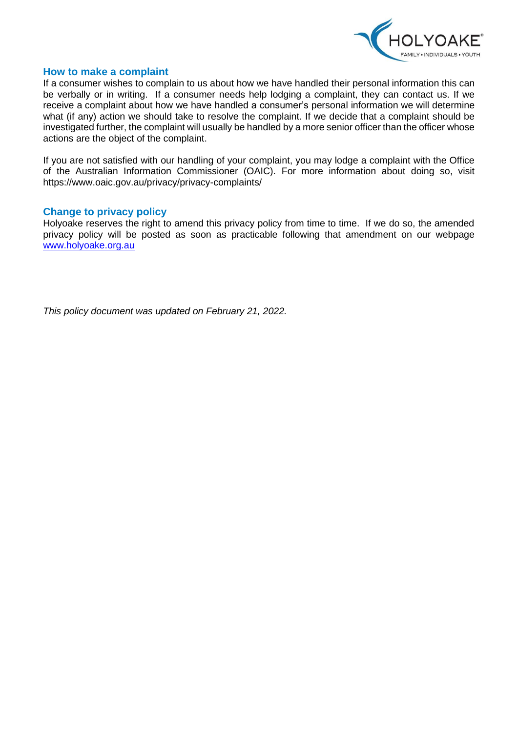## How to make a complaint

If a consumer wishes to complain to us about how we have handled their personal information this can be verbally or in writing. If a consumer needs help lodging a complaint, they can contact us. If we receive a complaint about how we have handled a consumer's personal information we will determine what (if any) action we should take to resolve the complaint. If we decide that a complaint should be investigated further, the complaint will usually be handled by a more senior officer than the officer whose actions are the object of the complaint.

If you are not satisfied with our handling of your complaint, you may lodge a complaint with the Office of the Australian Information Commissioner (OAIC). For more information about doing so, visit https://www.oaic.gov.au/privacy/privacy-complaints/

## Change to privacy policy

Holyoake reserves the right to amend this privacy policy from time to time. If we do so, the amended privacy policy will be posted as soon as practicable following that amendment on our webpage [www.holyoake.org.au](http://www.holyoake.org.au)

*This policy document was updated on February 21, 2022.*